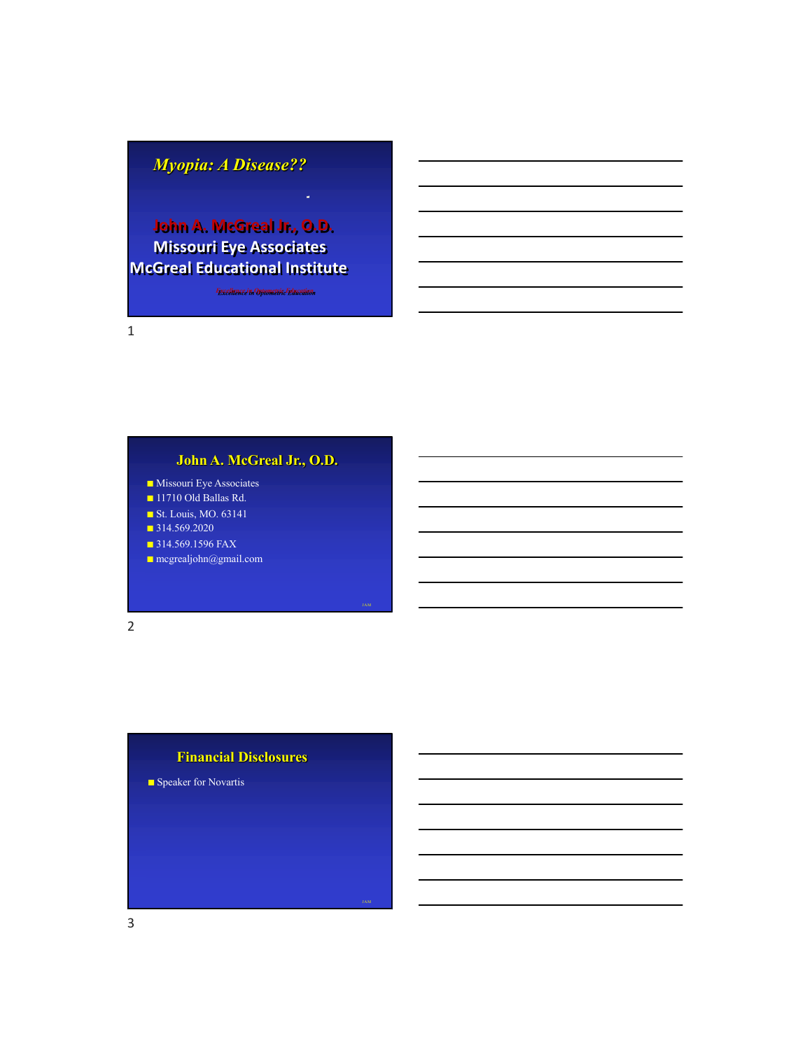# *Myopia: A Disease??*

**John A. McGreal Jr., O.D.**
**Missouri Eye Associates**
**McGreal Educational Institute**

*Excellence in Optometric Education*

## John A. McGreal Jr., O.D.

- Missouri Eye Associates
- 11710 Old Ballas Rd.
- St. Louis, MO. 63141
- 314.569.2020
- 314.569.1596 FAX
- mcgrealjohn@gmail.com

## Financial Disclosures

- Speaker for Novartis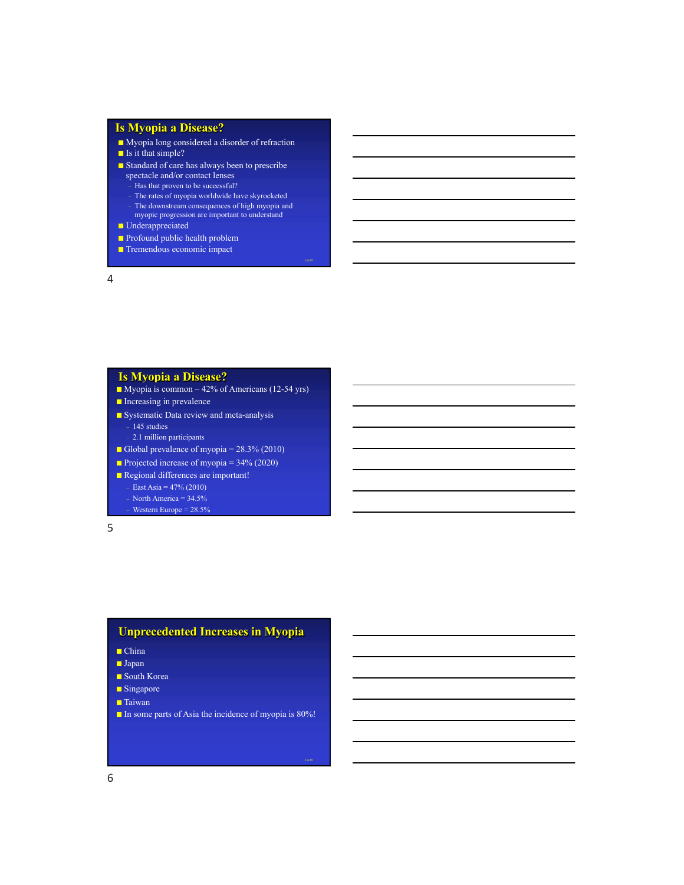## Is Myopia a Disease?

- Myopia long considered a disorder of refraction
- Is it that simple?
- Standard of care has always been to prescribe spectacle and/or contact lenses
  - Has that proven to be successful?
  - The rates of myopia worldwide have skyrocketed
  - The downstream consequences of high myopia and myopic progression are important to understand
- Underappreciated
- Profound public health problem
- Tremendous economic impact

## Is Myopia a Disease?

- Myopia is common – 42% of Americans (12-54 yrs)
- Increasing in prevalence
- Systematic Data review and meta-analysis
  - 145 studies
  - 2.1 million participants
- Global prevalence of myopia = 28.3% (2010)
- Projected increase of myopia = 34% (2020)
- Regional differences are important!
  - East Asia = 47% (2010)
  - North America = 34.5%
  - Western Europe = 28.5%

## Unprecedented Increases in Myopia

- China
- Japan
- South Korea
- Singapore
- Taiwan
- In some parts of Asia the incidence of myopia is 80%!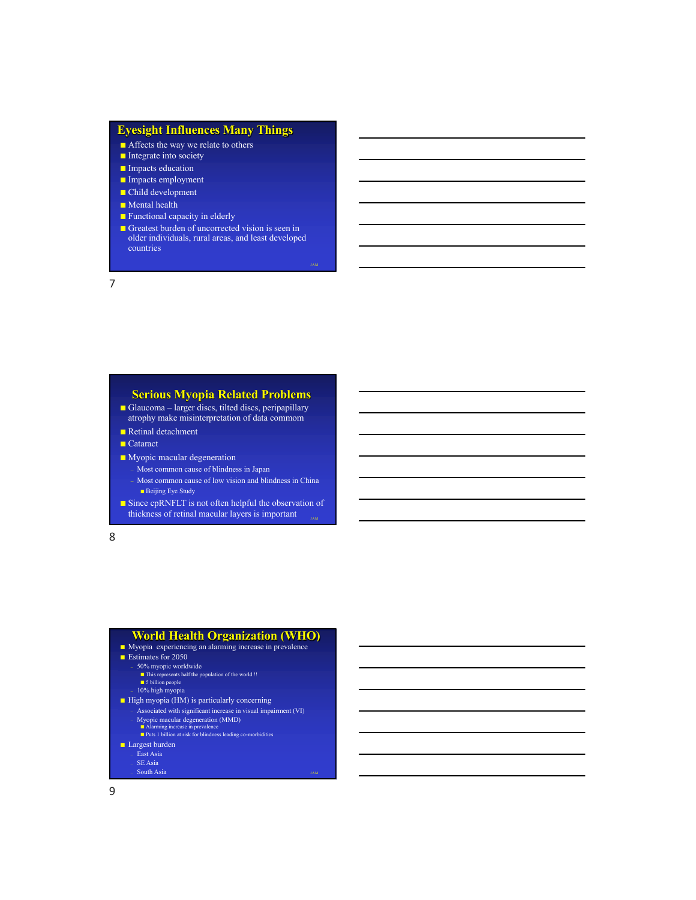## Eyesight Influences Many Things

- Affects the way we relate to others
- Integrate into society
- Impacts education
- Impacts employment
- Child development
- Mental health
- Functional capacity in elderly
- Greatest burden of uncorrected vision is seen in older individuals, rural areas, and least developed countries

## Serious Myopia Related Problems

- Glaucoma – larger discs, tilted discs, peripapillary atrophy make misinterpretation of data commom
- Retinal detachment
- Cataract
- Myopic macular degeneration
  - Most common cause of blindness in Japan
  - Most common cause of low vision and blindness in China
    - Beijing Eye Study
- Since cpRNFLT is not often helpful the observation of thickness of retinal macular layers is important

## World Health Organization (WHO)

- Myopia experiencing an alarming increase in prevalence
- Estimates for 2050
  - 50% myopic worldwide
    - This represents half the population of the world !!
    - 5 billion people
  - 10% high myopia
- High myopia (HM) is particularly concerning
  - Associated with significant increase in visual impairment (VI)
  - Myopic macular degeneration (MMD)
    - Alarming increase in prevalence
    - Puts 1 billion at risk for blindness leading co-morbidities
- Largest burden
  - East Asia
  - SE Asia
  - South Asia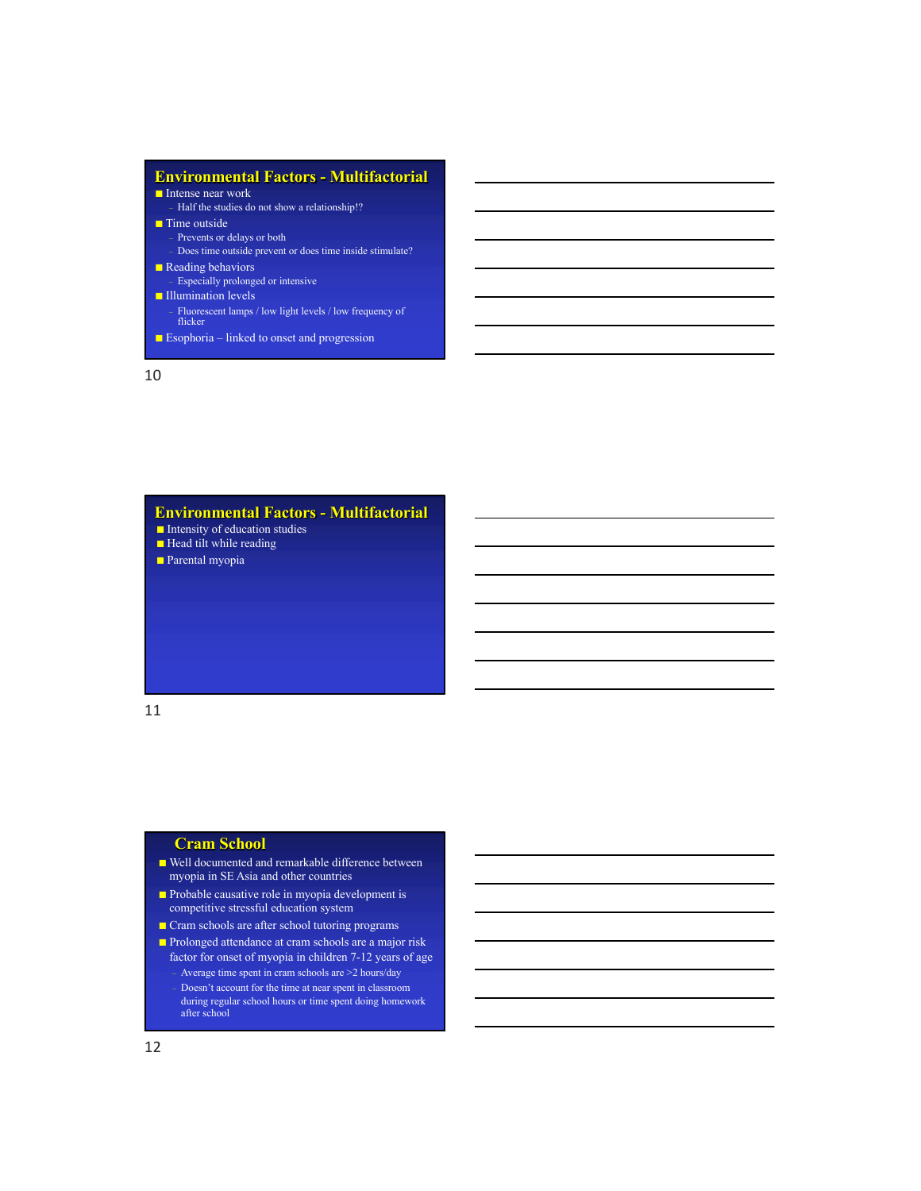## Environmental Factors - Multifactorial

- Intense near work
  - Half the studies do not show a relationship!?
- Time outside
  - Prevents or delays or both
  - Does time outside prevent or does time inside stimulate?
- Reading behaviors
  - Especially prolonged or intensive
- Illumination levels
  - Fluorescent lamps / low light levels / low frequency of flicker
- Esophoria – linked to onset and progression

## Environmental Factors - Multifactorial

- Intensity of education studies
- Head tilt while reading
- Parental myopia

## Cram School

- Well documented and remarkable difference between myopia in SE Asia and other countries
- Probable causative role in myopia development is competitive stressful education system
- Cram schools are after school tutoring programs
- Prolonged attendance at cram schools are a major risk factor for onset of myopia in children 7-12 years of age
  - Average time spent in cram schools are >2 hours/day
  - Doesn't account for the time at near spent in classroom during regular school hours or time spent doing homework after school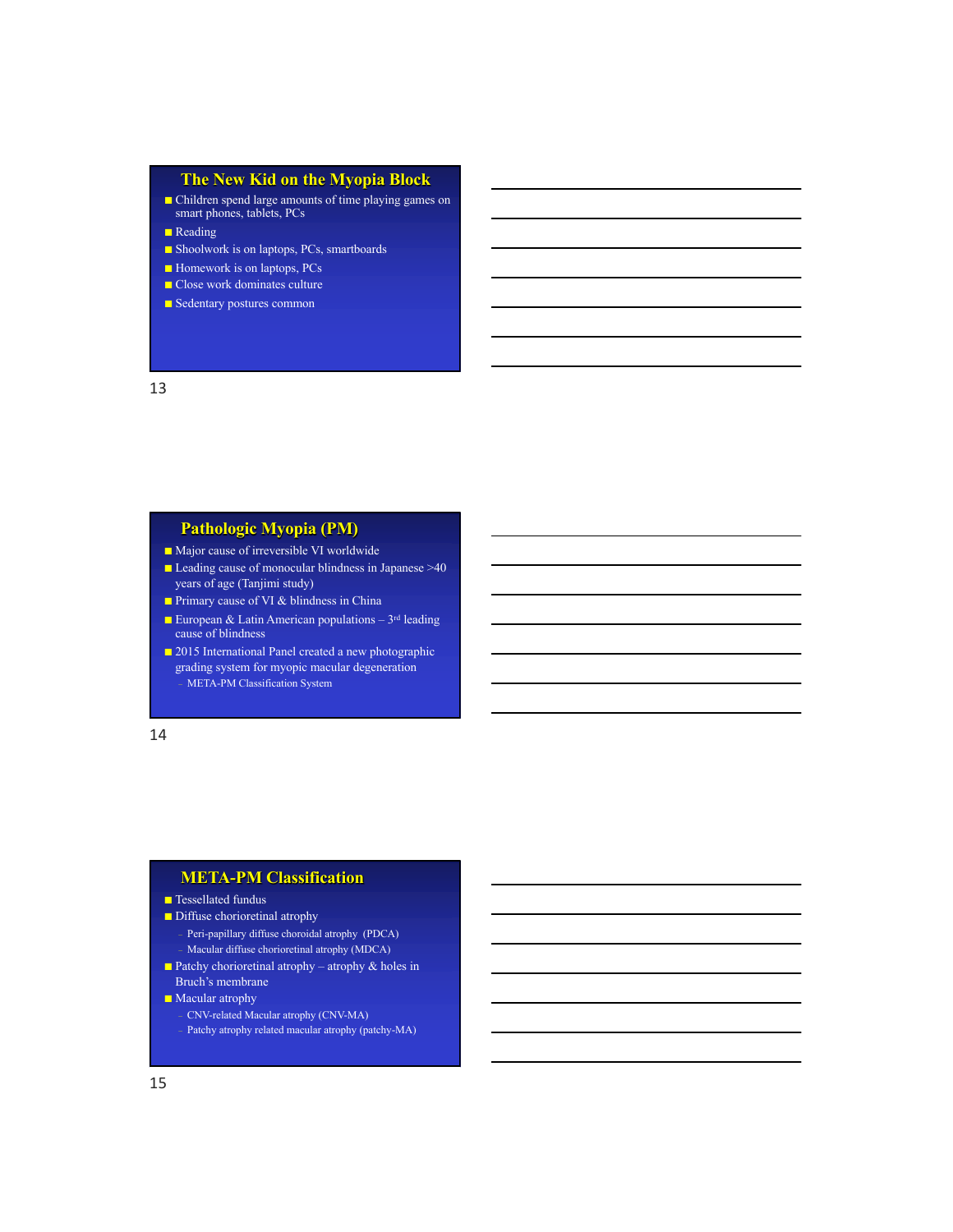## The New Kid on the Myopia Block

- Children spend large amounts of time playing games on smart phones, tablets, PCs
- Reading
- Shoolwork is on laptops, PCs, smartboards
- Homework is on laptops, PCs
- Close work dominates culture
- Sedentary postures common

## Pathologic Myopia (PM)

- Major cause of irreversible VI worldwide
- Leading cause of monocular blindness in Japanese >40 years of age (Tanjimi study)
- Primary cause of VI & blindness in China
- European & Latin American populations – 3rd leading cause of blindness
- 2015 International Panel created a new photographic grading system for myopic macular degeneration
  - META-PM Classification System

## META-PM Classification

- Tessellated fundus
- Diffuse chorioretinal atrophy
  - Peri-papillary diffuse choroidal atrophy (PDCA)
  - Macular diffuse chorioretinal atrophy (MDCA)
- Patchy chorioretinal atrophy – atrophy & holes in Bruch's membrane
- Macular atrophy
  - CNV-related Macular atrophy (CNV-MA)
  - Patchy atrophy related macular atrophy (patchy-MA)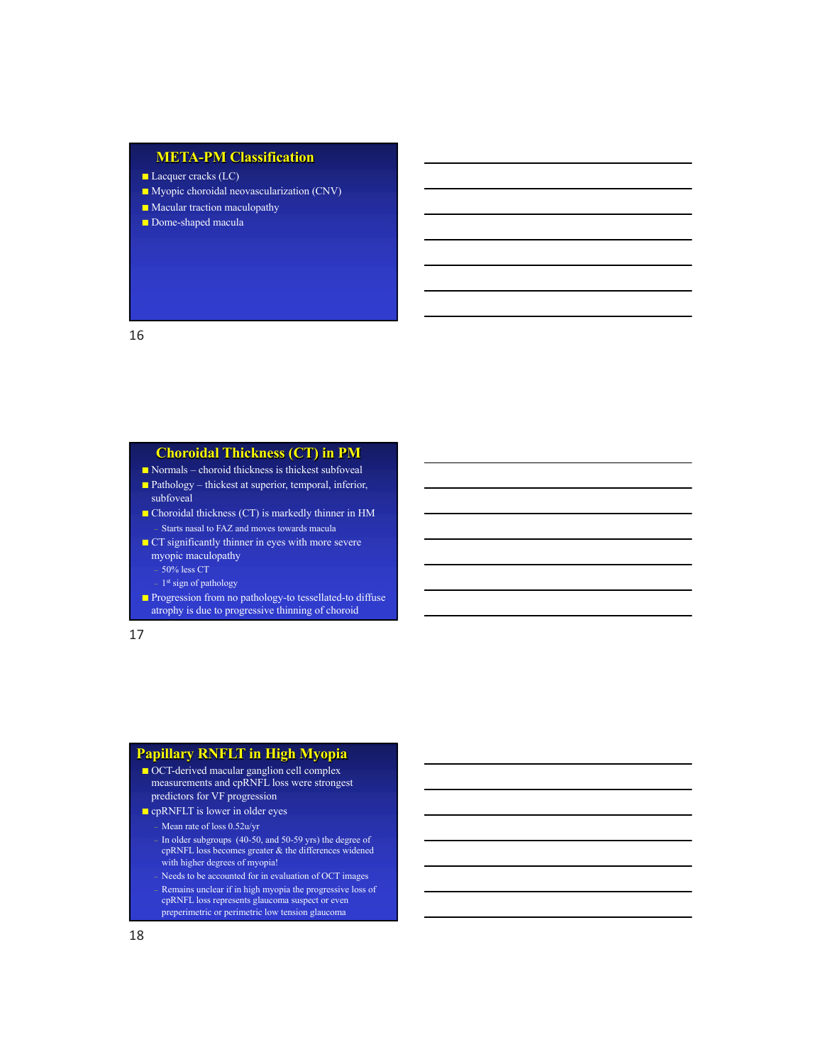## META-PM Classification

- Lacquer cracks (LC)
- Myopic choroidal neovascularization (CNV)
- Macular traction maculopathy
- Dome-shaped macula

## Choroidal Thickness (CT) in PM

- Normals – choroid thickness is thickest subfoveal
- Pathology – thickest at superior, temporal, inferior, subfoveal
- Choroidal thickness (CT) is markedly thinner in HM
  - Starts nasal to FAZ and moves towards macula
- CT significantly thinner in eyes with more severe myopic maculopathy
  - 50% less CT
  - 1st sign of pathology
- Progression from no pathology-to tessellated-to diffuse atrophy is due to progressive thinning of choroid

## Papillary RNFLT in High Myopia

- OCT-derived macular ganglion cell complex measurements and cpRNFL loss were strongest predictors for VF progression
- cpRNFLT is lower in older eyes
  - Mean rate of loss 0.52u/yr
  - In older subgroups (40-50, and 50-59 yrs) the degree of cpRNFL loss becomes greater & the differences widened with higher degrees of myopia!
  - Needs to be accounted for in evaluation of OCT images
  - Remains unclear if in high myopia the progressive loss of cpRNFL loss represents glaucoma suspect or even preperimetric or perimetric low tension glaucoma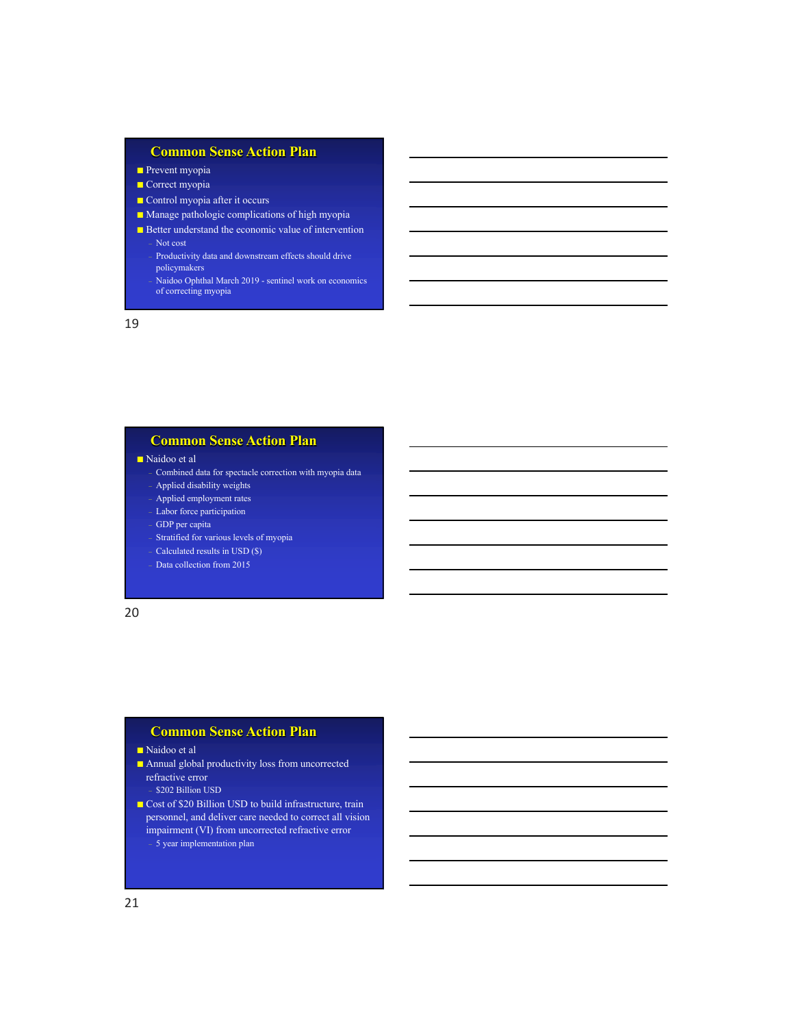## Common Sense Action Plan

- Prevent myopia
- Correct myopia
- Control myopia after it occurs
- Manage pathologic complications of high myopia
- Better understand the economic value of intervention
  - Not cost
  - Productivity data and downstream effects should drive policymakers
  - Naidoo Ophthal March 2019 - sentinel work on economics of correcting myopia

## Common Sense Action Plan

- Naidoo et al
  - Combined data for spectacle correction with myopia data
  - Applied disability weights
  - Applied employment rates
  - Labor force participation
  - GDP per capita
  - Stratified for various levels of myopia
  - Calculated results in USD ($)
  - Data collection from 2015

## Common Sense Action Plan

- Naidoo et al
- Annual global productivity loss from uncorrected refractive error
  - $202 Billion USD
- Cost of $20 Billion USD to build infrastructure, train personnel, and deliver care needed to correct all vision impairment (VI) from uncorrected refractive error
  - 5 year implementation plan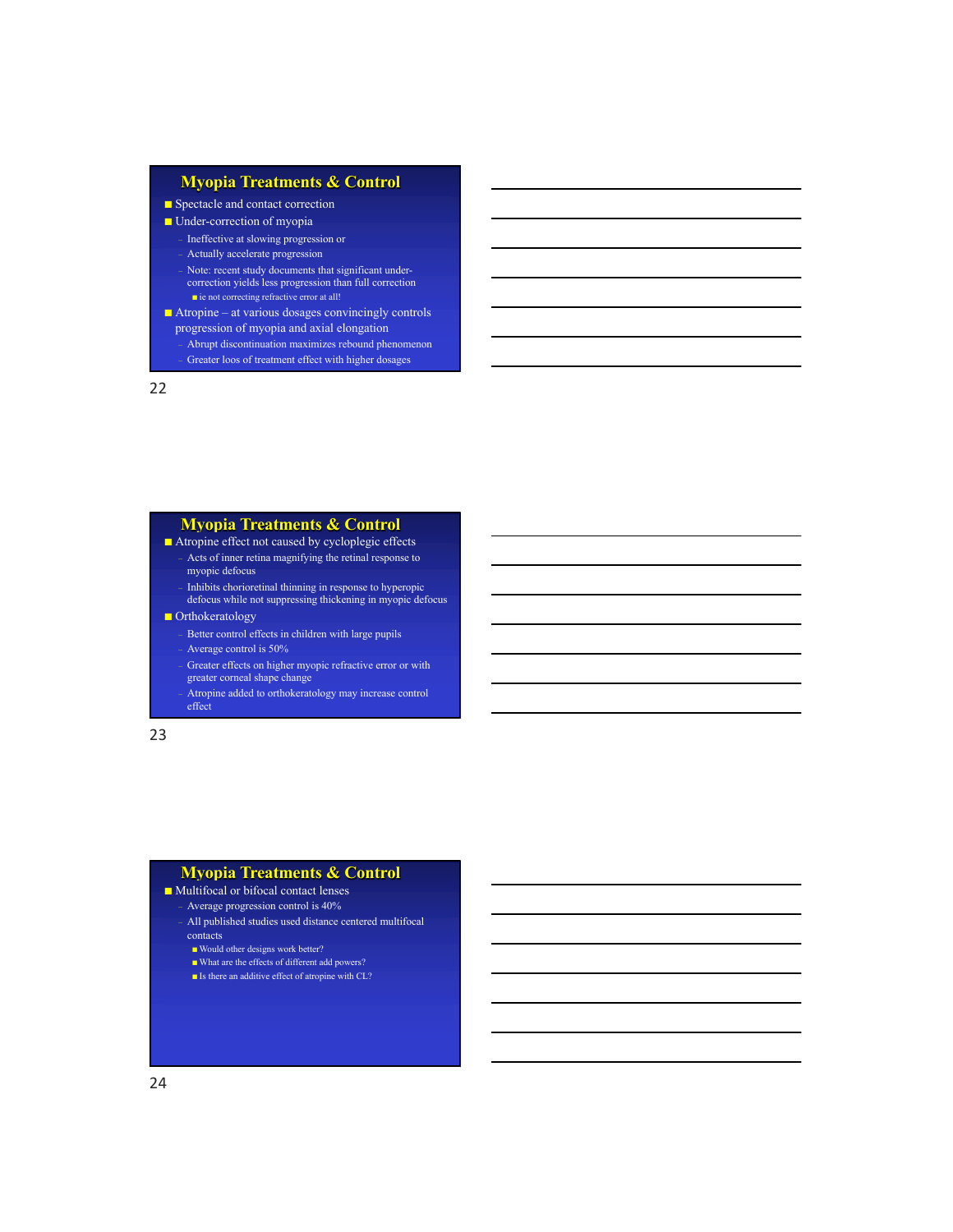## Myopia Treatments & Control

- Spectacle and contact correction
- Under-correction of myopia
  - Ineffective at slowing progression or
  - Actually accelerate progression
  - Note: recent study documents that significant under-correction yields less progression than full correction
    - ie not correcting refractive error at all!
- Atropine – at various dosages convincingly controls progression of myopia and axial elongation
  - Abrupt discontinuation maximizes rebound phenomenon
  - Greater loos of treatment effect with higher dosages

## Myopia Treatments & Control

- Atropine effect not caused by cycloplegic effects
  - Acts of inner retina magnifying the retinal response to myopic defocus
  - Inhibits chorioretinal thinning in response to hyperopic defocus while not suppressing thickening in myopic defocus
- Orthokeratology
  - Better control effects in children with large pupils
  - Average control is 50%
  - Greater effects on higher myopic refractive error or with greater corneal shape change
  - Atropine added to orthokeratology may increase control effect

## Myopia Treatments & Control

- Multifocal or bifocal contact lenses
  - Average progression control is 40%
  - All published studies used distance centered multifocal contacts
    - Would other designs work better?
    - What are the effects of different add powers?
    - Is there an additive effect of atropine with CL?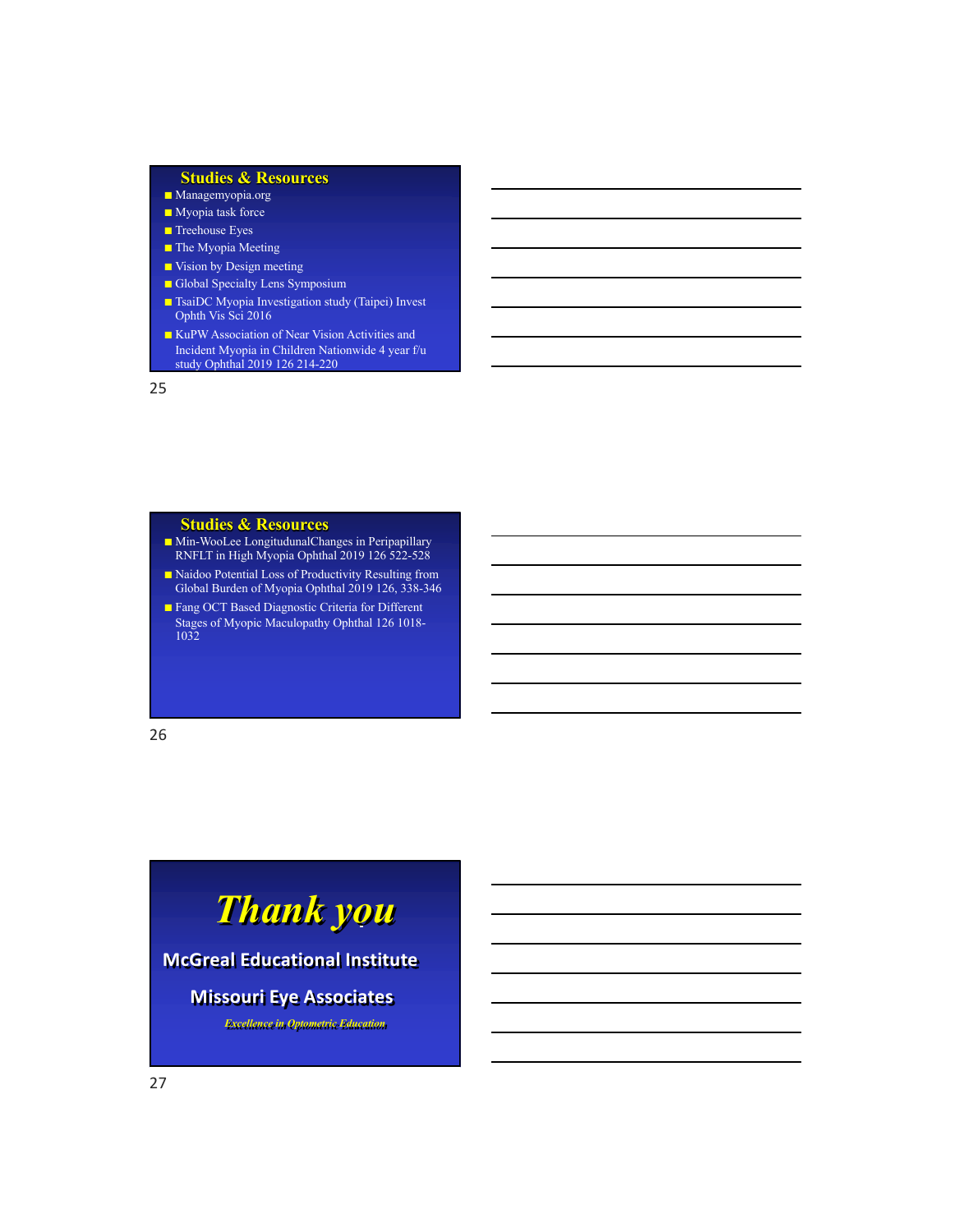## Studies & Resources

- Managemyopia.org
- Myopia task force
- Treehouse Eyes
- The Myopia Meeting
- Vision by Design meeting
- Global Specialty Lens Symposium
- TsaiDC Myopia Investigation study (Taipei) Invest Ophth Vis Sci 2016
- KuPW Association of Near Vision Activities and Incident Myopia in Children Nationwide 4 year f/u study Ophthal 2019 126 214-220

## Studies & Resources

- Min-WooLee LongitudunalChanges in Peripapillary RNFLT in High Myopia Ophthal 2019 126 522-528
- Naidoo Potential Loss of Productivity Resulting from Global Burden of Myopia Ophthal 2019 126, 338-346
- Fang OCT Based Diagnostic Criteria for Different Stages of Myopic Maculopathy Ophthal 126 1018-1032

# *Thank you*

**McGreal Educational Institute**

**Missouri Eye Associates**

***Excellence in Optometric Education***